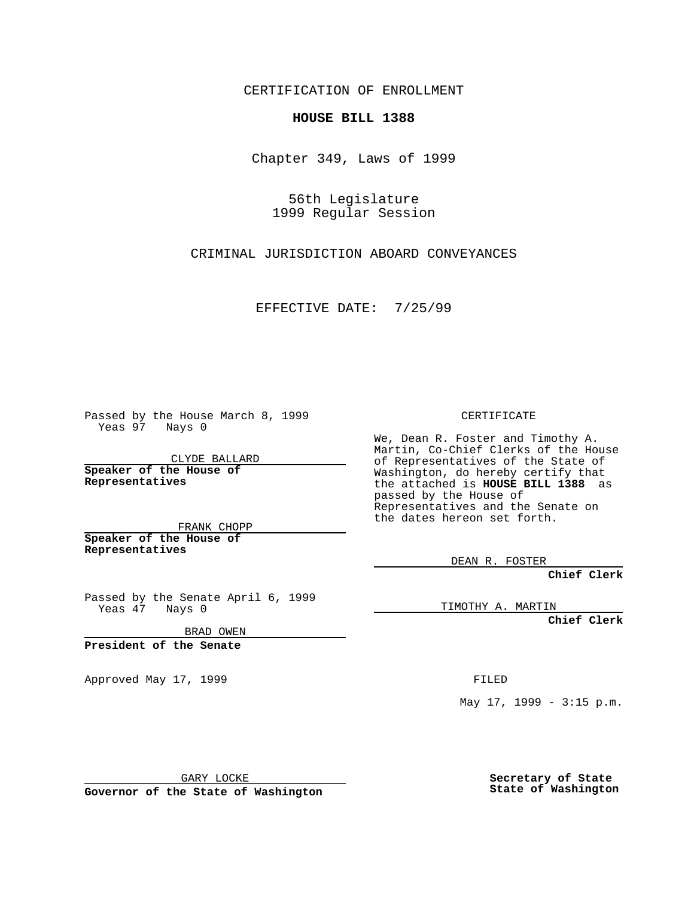CERTIFICATION OF ENROLLMENT

**HOUSE BILL 1388**

Chapter 349, Laws of 1999

56th Legislature
1999 Regular Session

CRIMINAL JURISDICTION ABOARD CONVEYANCES

EFFECTIVE DATE: 7/25/99

Passed by the House March 8, 1999
Yeas 97 Nays 0

CLYDE BALLARD

**Speaker of the House of Representatives**

FRANK CHOPP

**Speaker of the House of Representatives**

Passed by the Senate April 6, 1999
Yeas 47 Nays 0

BRAD OWEN

**President of the Senate**

Approved May 17, 1999

GARY LOCKE

**Governor of the State of Washington**

CERTIFICATE

We, Dean R. Foster and Timothy A. Martin, Co-Chief Clerks of the House of Representatives of the State of Washington, do hereby certify that the attached is **HOUSE BILL 1388** as passed by the House of Representatives and the Senate on the dates hereon set forth.

DEAN R. FOSTER

**Chief Clerk**

TIMOTHY A. MARTIN

**Chief Clerk**

FILED

May 17, 1999 - 3:15 p.m.

**Secretary of State State of Washington**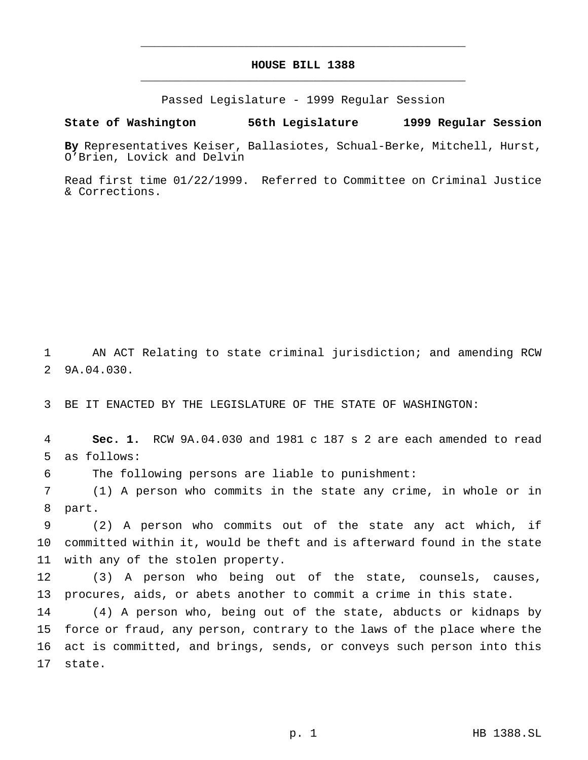# HOUSE BILL 1388

Passed Legislature - 1999 Regular Session

**State of Washington 56th Legislature 1999 Regular Session**

**By** Representatives Keiser, Ballasiotes, Schual-Berke, Mitchell, Hurst, O'Brien, Lovick and Delvin

Read first time 01/22/1999. Referred to Committee on Criminal Justice & Corrections.

AN ACT Relating to state criminal jurisdiction; and amending RCW 9A.04.030.

BE IT ENACTED BY THE LEGISLATURE OF THE STATE OF WASHINGTON:

**Sec. 1.** RCW 9A.04.030 and 1981 c 187 s 2 are each amended to read as follows:

The following persons are liable to punishment:

(1) A person who commits in the state any crime, in whole or in part.

(2) A person who commits out of the state any act which, if committed within it, would be theft and is afterward found in the state with any of the stolen property.

(3) A person who being out of the state, counsels, causes, procures, aids, or abets another to commit a crime in this state.

(4) A person who, being out of the state, abducts or kidnaps by force or fraud, any person, contrary to the laws of the place where the act is committed, and brings, sends, or conveys such person into this state.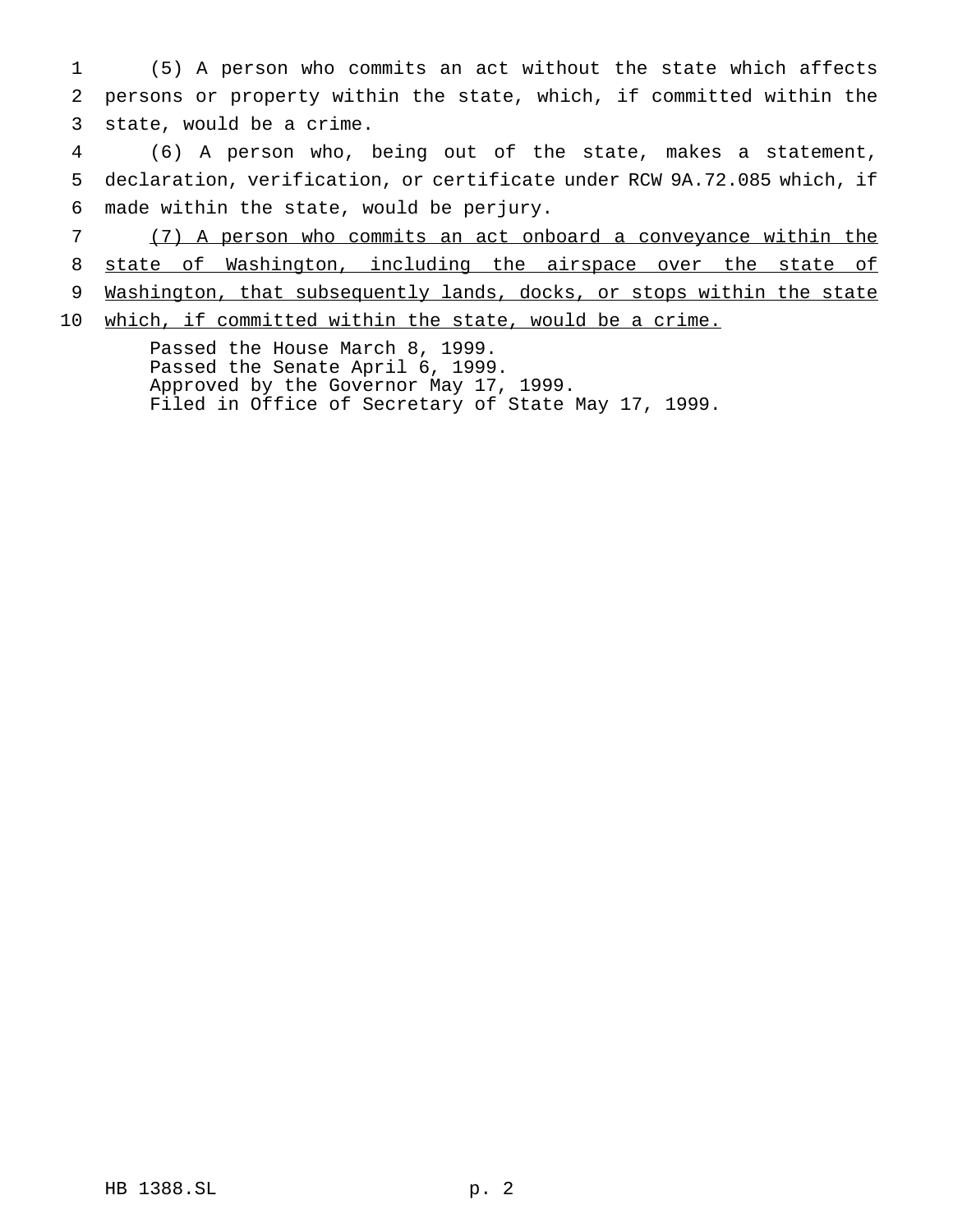(5) A person who commits an act without the state which affects persons or property within the state, which, if committed within the state, would be a crime.

(6) A person who, being out of the state, makes a statement, declaration, verification, or certificate under RCW 9A.72.085 which, if made within the state, would be perjury.

<u>(7) A person who commits an act onboard a conveyance within the state of Washington, including the airspace over the state of Washington, that subsequently lands, docks, or stops within the state which, if committed within the state, would be a crime.</u>

Passed the House March 8, 1999.
Passed the Senate April 6, 1999.
Approved by the Governor May 17, 1999.
Filed in Office of Secretary of State May 17, 1999.